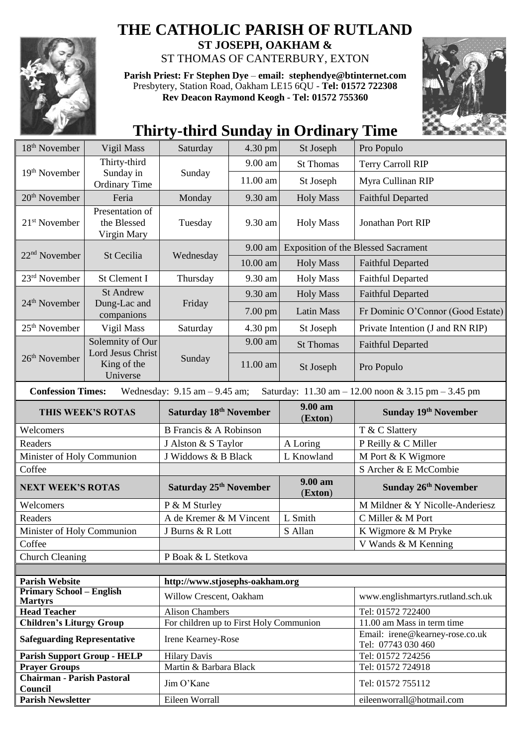# THE CATHOLIC PARISH OF RUTLAND

**ST JOSEPH, OAKHAM &**

ST THOMAS OF CANTERBURY, EXTON

**Parish Priest: Fr Stephen Dye** – **email: stephendye@btinternet.com**
Presbytery, Station Road, Oakham LE15 6QU - **Tel: 01572 722308**
**Rev Deacon Raymond Keogh - Tel: 01572 755360**

## Thirty-third Sunday in Ordinary Time

| | | | | | |
|---|---|---|---|---|---|
| 18th November | Vigil Mass | Saturday | 4.30 pm | St Joseph | Pro Populo |
| 19th November | Thirty-third Sunday in Ordinary Time | Sunday | 9.00 am | St Thomas | Terry Carroll RIP |
| | | | 11.00 am | St Joseph | Myra Cullinan RIP |
| 20th November | Feria | Monday | 9.30 am | Holy Mass | Faithful Departed |
| 21st November | Presentation of the Blessed Virgin Mary | Tuesday | 9.30 am | Holy Mass | Jonathan Port RIP |
| 22nd November | St Cecilia | Wednesday | 9.00 am | Exposition of the Blessed Sacrament | |
| | | | 10.00 am | Holy Mass | Faithful Departed |
| 23rd November | St Clement I | Thursday | 9.30 am | Holy Mass | Faithful Departed |
| 24th November | St Andrew Dung-Lac and companions | Friday | 9.30 am | Holy Mass | Faithful Departed |
| | | | 7.00 pm | Latin Mass | Fr Dominic O'Connor (Good Estate) |
| 25th November | Vigil Mass | Saturday | 4.30 pm | St Joseph | Private Intention (J and RN RIP) |
| 26th November | Solemnity of Our Lord Jesus Christ King of the Universe | Sunday | 9.00 am | St Thomas | Faithful Departed |
| | | | 11.00 am | St Joseph | Pro Populo |

**Confession Times:** Wednesday: 9.15 am – 9.45 am; Saturday: 11.30 am – 12.00 noon & 3.15 pm – 3.45 pm

| THIS WEEK'S ROTAS | Saturday 18th November | 9.00 am (Exton) | Sunday 19th November |
|---|---|---|---|
| Welcomers | B Francis & A Robinson | | T & C Slattery |
| Readers | J Alston & S Taylor | A Loring | P Reilly & C Miller |
| Minister of Holy Communion | J Widdows & B Black | L Knowland | M Port & K Wigmore |
| Coffee | | | S Archer & E McCombie |
| **NEXT WEEK'S ROTAS** | **Saturday 25th November** | **9.00 am (Exton)** | **Sunday 26th November** |
| Welcomers | P & M Sturley | | M Mildner & Y Nicolle-Anderiesz |
| Readers | A de Kremer & M Vincent | L Smith | C Miller & M Port |
| Minister of Holy Communion | J Burns & R Lott | S Allan | K Wigmore & M Pryke |
| Coffee | | | V Wands & M Kenning |
| Church Cleaning | P Boak & L Stetkova | | |

| | | |
|---|---|---|
| **Parish Website** | http://www.stjosephs-oakham.org | |
| **Primary School – English Martyrs** | Willow Crescent, Oakham | www.englishmartyrs.rutland.sch.uk |
| **Head Teacher** | Alison Chambers | Tel: 01572 722400 |
| **Children's Liturgy Group** | For children up to First Holy Communion | 11.00 am Mass in term time |
| **Safeguarding Representative** | Irene Kearney-Rose | Email: irene@kearney-rose.co.uk Tel: 07743 030 460 |
| **Parish Support Group - HELP** | Hilary Davis | Tel: 01572 724256 |
| **Prayer Groups** | Martin & Barbara Black | Tel: 01572 724918 |
| **Chairman - Parish Pastoral Council** | Jim O'Kane | Tel: 01572 755112 |
| **Parish Newsletter** | Eileen Worrall | eileenworrall@hotmail.com |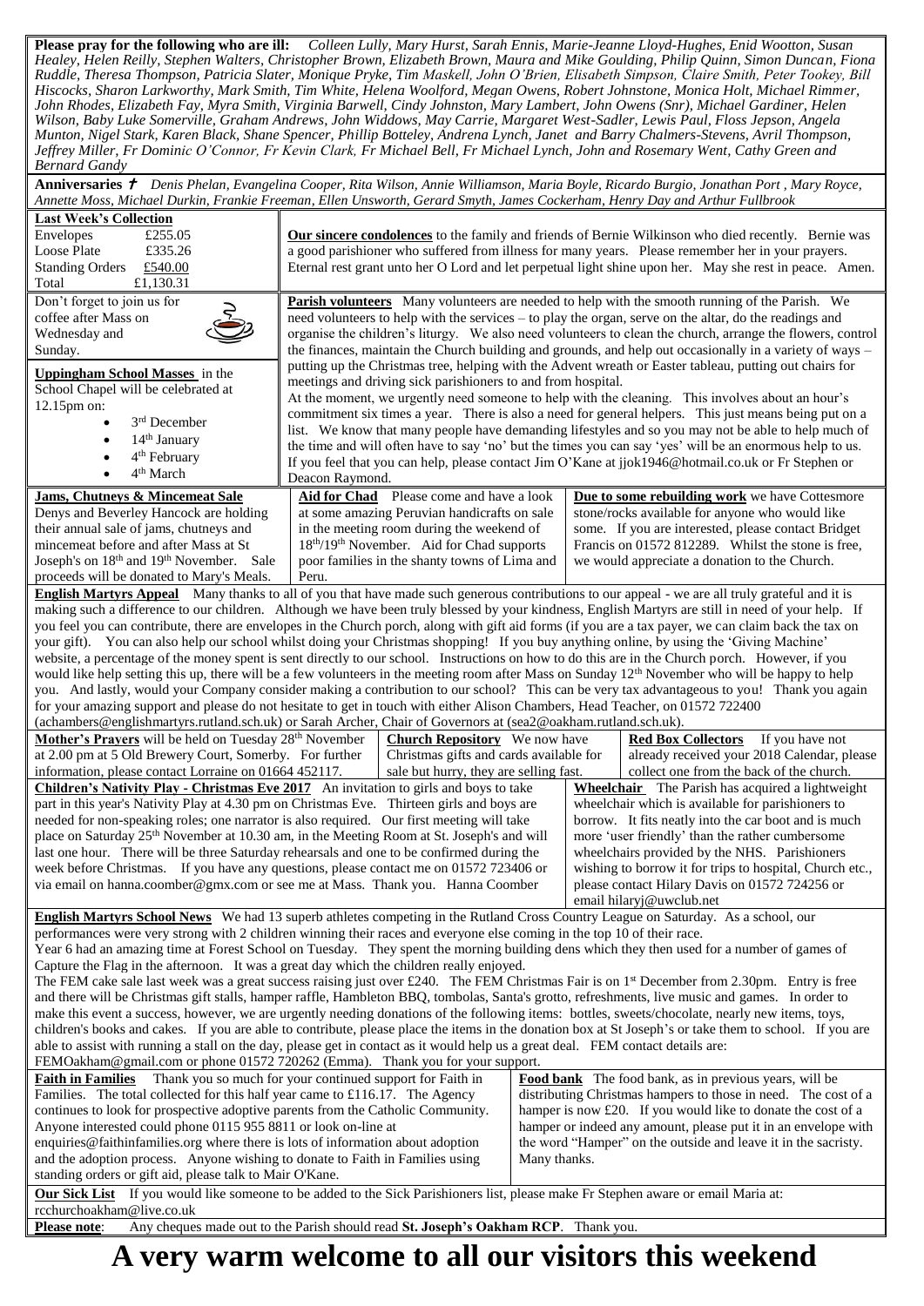**Please pray for the following who are ill:** *Colleen Lully, Mary Hurst, Sarah Ennis, Marie-Jeanne Lloyd-Hughes, Enid Wootton, Susan Healey, Helen Reilly, Stephen Walters, Christopher Brown, Elizabeth Brown, Maura and Mike Goulding, Philip Quinn, Simon Duncan, Fiona Ruddle, Theresa Thompson, Patricia Slater, Monique Pryke, Tim Maskell, John O'Brien, Elisabeth Simpson, Claire Smith, Peter Tookey, Bill Hiscocks, Sharon Larkworthy, Mark Smith, Tim White, Helena Woolford, Megan Owens, Robert Johnstone, Monica Holt, Michael Rimmer, John Rhodes, Elizabeth Fay, Myra Smith, Virginia Barwell, Cindy Johnston, Mary Lambert, John Owens (Snr), Michael Gardiner, Helen Wilson, Baby Luke Somerville, Graham Andrews, John Widdows, May Carrie, Margaret West-Sadler, Lewis Paul, Floss Jepson, Angela Munton, Nigel Stark, Karen Black, Shane Spencer, Phillip Botteley, Andrena Lynch, Janet and Barry Chalmers-Stevens, Avril Thompson, Jeffrey Miller, Fr Dominic O'Connor, Fr Kevin Clark, Fr Michael Bell, Fr Michael Lynch, John and Rosemary Went, Cathy Green and Bernard Gandy*

**Anniversaries** ✝ *Denis Phelan, Evangelina Cooper, Rita Wilson, Annie Williamson, Maria Boyle, Ricardo Burgio, Jonathan Port , Mary Royce, Annette Moss, Michael Durkin, Frankie Freeman, Ellen Unsworth, Gerard Smyth, James Cockerham, Henry Day and Arthur Fullbrook*

**Last Week's Collection**

| | |
|---|---|
| Envelopes | £255.05 |
| Loose Plate | £335.26 |
| Standing Orders | £540.00 |
| Total | £1,130.31 |

**Our sincere condolences** to the family and friends of Bernie Wilkinson who died recently. Bernie was a good parishioner who suffered from illness for many years. Please remember her in your prayers. Eternal rest grant unto her O Lord and let perpetual light shine upon her. May she rest in peace. Amen.

Don't forget to join us for coffee after Mass on Wednesday and Sunday.

**Uppingham School Masses** in the School Chapel will be celebrated at 12.15pm on:

- 3rd December
- 14th January
- 4th February
- 4th March

**Parish volunteers** Many volunteers are needed to help with the smooth running of the Parish. We need volunteers to help with the services – to play the organ, serve on the altar, do the readings and organise the children's liturgy. We also need volunteers to clean the church, arrange the flowers, control the finances, maintain the Church building and grounds, and help out occasionally in a variety of ways – putting up the Christmas tree, helping with the Advent wreath or Easter tableau, putting out chairs for meetings and driving sick parishioners to and from hospital.
At the moment, we urgently need someone to help with the cleaning. This involves about an hour's commitment six times a year. There is also a need for general helpers. This just means being put on a list. We know that many people have demanding lifestyles and so you may not be able to help much of the time and will often have to say 'no' but the times you can say 'yes' will be an enormous help to us. If you feel that you can help, please contact Jim O'Kane at jjok1946@hotmail.co.uk or Fr Stephen or Deacon Raymond.

**Jams, Chutneys & Mincemeat Sale** Denys and Beverley Hancock are holding their annual sale of jams, chutneys and mincemeat before and after Mass at St Joseph's on 18th and 19th November. Sale proceeds will be donated to Mary's Meals.

**Aid for Chad** Please come and have a look at some amazing Peruvian handicrafts on sale in the meeting room during the weekend of 18th/19th November. Aid for Chad supports poor families in the shanty towns of Lima and Peru.

**Due to some rebuilding work** we have Cottesmore stone/rocks available for anyone who would like some. If you are interested, please contact Bridget Francis on 01572 812289. Whilst the stone is free, we would appreciate a donation to the Church.

**English Martyrs Appeal** Many thanks to all of you that have made such generous contributions to our appeal - we are all truly grateful and it is making such a difference to our children. Although we have been truly blessed by your kindness, English Martyrs are still in need of your help. If you feel you can contribute, there are envelopes in the Church porch, along with gift aid forms (if you are a tax payer, we can claim back the tax on your gift). You can also help our school whilst doing your Christmas shopping! If you buy anything online, by using the 'Giving Machine' website, a percentage of the money spent is sent directly to our school. Instructions on how to do this are in the Church porch. However, if you would like help setting this up, there will be a few volunteers in the meeting room after Mass on Sunday 12th November who will be happy to help you. And lastly, would your Company consider making a contribution to our school? This can be very tax advantageous to you! Thank you again for your amazing support and please do not hesitate to get in touch with either Alison Chambers, Head Teacher, on 01572 722400 (achambers@englishmartyrs.rutland.sch.uk) or Sarah Archer, Chair of Governors at (sea2@oakham.rutland.sch.uk).

**Mother's Prayers** will be held on Tuesday 28th November at 2.00 pm at 5 Old Brewery Court, Somerby. For further information, please contact Lorraine on 01664 452117.

**Church Repository** We now have Christmas gifts and cards available for sale but hurry, they are selling fast.

**Red Box Collectors** If you have not already received your 2018 Calendar, please collect one from the back of the church.

**Children's Nativity Play - Christmas Eve 2017** An invitation to girls and boys to take part in this year's Nativity Play at 4.30 pm on Christmas Eve. Thirteen girls and boys are needed for non-speaking roles; one narrator is also required. Our first meeting will take place on Saturday 25th November at 10.30 am, in the Meeting Room at St. Joseph's and will last one hour. There will be three Saturday rehearsals and one to be confirmed during the week before Christmas. If you have any questions, please contact me on 01572 723406 or via email on hanna.coomber@gmx.com or see me at Mass. Thank you. Hanna Coomber

**Wheelchair** The Parish has acquired a lightweight wheelchair which is available for parishioners to borrow. It fits neatly into the car boot and is much more 'user friendly' than the rather cumbersome wheelchairs provided by the NHS. Parishioners wishing to borrow it for trips to hospital, Church etc., please contact Hilary Davis on 01572 724256 or email hilaryj@uwclub.net

**English Martyrs School News** We had 13 superb athletes competing in the Rutland Cross Country League on Saturday. As a school, our performances were very strong with 2 children winning their races and everyone else coming in the top 10 of their race.
Year 6 had an amazing time at Forest School on Tuesday. They spent the morning building dens which they then used for a number of games of Capture the Flag in the afternoon. It was a great day which the children really enjoyed.
The FEM cake sale last week was a great success raising just over £240. The FEM Christmas Fair is on 1st December from 2.30pm. Entry is free and there will be Christmas gift stalls, hamper raffle, Hambleton BBQ, tombolas, Santa's grotto, refreshments, live music and games. In order to make this event a success, however, we are urgently needing donations of the following items: bottles, sweets/chocolate, nearly new items, toys, children's books and cakes. If you are able to contribute, please place the items in the donation box at St Joseph's or take them to school. If you are able to assist with running a stall on the day, please get in contact as it would help us a great deal. FEM contact details are: FEMOakham@gmail.com or phone 01572 720262 (Emma). Thank you for your support.

**Faith in Families** Thank you so much for your continued support for Faith in Families. The total collected for this half year came to £116.17. The Agency continues to look for prospective adoptive parents from the Catholic Community. Anyone interested could phone 0115 955 8811 or look on-line at enquiries@faithinfamilies.org where there is lots of information about adoption and the adoption process. Anyone wishing to donate to Faith in Families using standing orders or gift aid, please talk to Mair O'Kane.

**Food bank** The food bank, as in previous years, will be distributing Christmas hampers to those in need. The cost of a hamper is now £20. If you would like to donate the cost of a hamper or indeed any amount, please put it in an envelope with the word "Hamper" on the outside and leave it in the sacristy. Many thanks.

**Our Sick List** If you would like someone to be added to the Sick Parishioners list, please make Fr Stephen aware or email Maria at: rcchurchoakham@live.co.uk

**Please note**: Any cheques made out to the Parish should read **St. Joseph's Oakham RCP**. Thank you.

# A very warm welcome to all our visitors this weekend